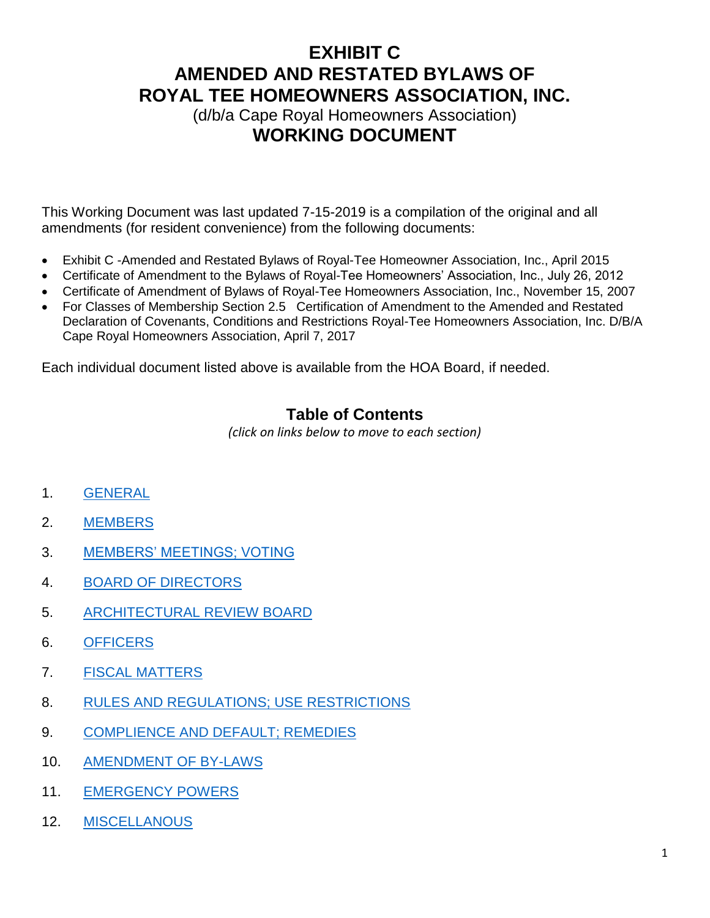# EXHIBIT C
# AMENDED AND RESTATED BYLAWS OF ROYAL TEE HOMEOWNERS ASSOCIATION, INC.

(d/b/a Cape Royal Homeowners Association)

## WORKING DOCUMENT

This Working Document was last updated 7-15-2019 is a compilation of the original and all amendments (for resident convenience) from the following documents:

- Exhibit C -Amended and Restated Bylaws of Royal-Tee Homeowner Association, Inc., April 2015
- Certificate of Amendment to the Bylaws of Royal-Tee Homeowners' Association, Inc., July 26, 2012
- Certificate of Amendment of Bylaws of Royal-Tee Homeowners Association, Inc., November 15, 2007
- For Classes of Membership Section 2.5 Certification of Amendment to the Amended and Restated Declaration of Covenants, Conditions and Restrictions Royal-Tee Homeowners Association, Inc. D/B/A Cape Royal Homeowners Association, April 7, 2017

Each individual document listed above is available from the HOA Board, if needed.

## Table of Contents

*(click on links below to move to each section)*

1. GENERAL
2. MEMBERS
3. MEMBERS' MEETINGS; VOTING
4. BOARD OF DIRECTORS
5. ARCHITECTURAL REVIEW BOARD
6. OFFICERS
7. FISCAL MATTERS
8. RULES AND REGULATIONS; USE RESTRICTIONS
9. COMPLIENCE AND DEFAULT; REMEDIES
10. AMENDMENT OF BY-LAWS
11. EMERGENCY POWERS
12. MISCELLANOUS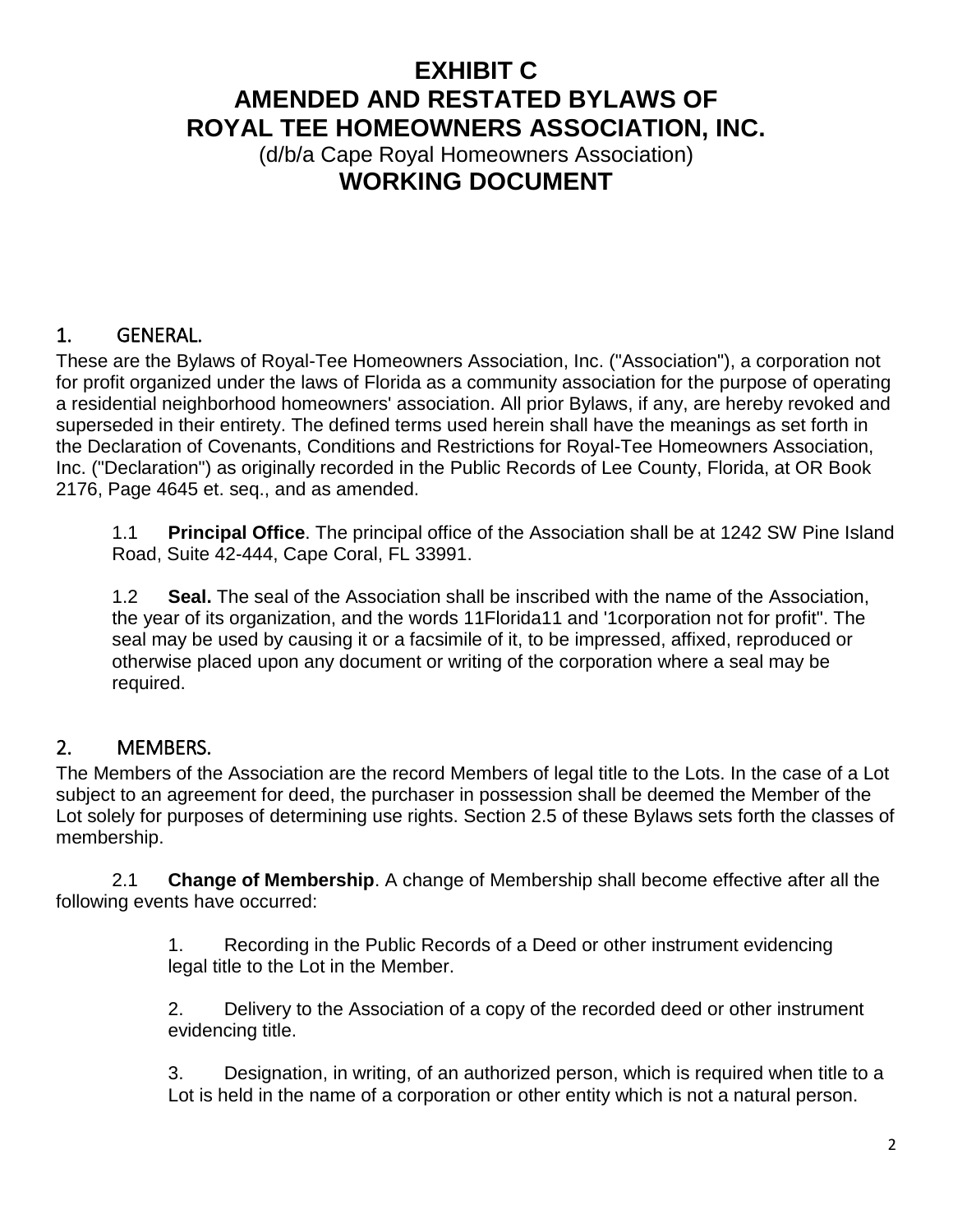# EXHIBIT C
# AMENDED AND RESTATED BYLAWS OF
# ROYAL TEE HOMEOWNERS ASSOCIATION, INC.

(d/b/a Cape Royal Homeowners Association)

# WORKING DOCUMENT

## 1. GENERAL.

These are the Bylaws of Royal-Tee Homeowners Association, Inc. ("Association"), a corporation not for profit organized under the laws of Florida as a community association for the purpose of operating a residential neighborhood homeowners' association. All prior Bylaws, if any, are hereby revoked and superseded in their entirety. The defined terms used herein shall have the meanings as set forth in the Declaration of Covenants, Conditions and Restrictions for Royal-Tee Homeowners Association, Inc. ("Declaration") as originally recorded in the Public Records of Lee County, Florida, at OR Book 2176, Page 4645 et. seq., and as amended.

1.1 **Principal Office**. The principal office of the Association shall be at 1242 SW Pine Island Road, Suite 42-444, Cape Coral, FL 33991.

1.2 **Seal.** The seal of the Association shall be inscribed with the name of the Association, the year of its organization, and the words 11Florida11 and '1corporation not for profit". The seal may be used by causing it or a facsimile of it, to be impressed, affixed, reproduced or otherwise placed upon any document or writing of the corporation where a seal may be required.

## 2. MEMBERS.

The Members of the Association are the record Members of legal title to the Lots. In the case of a Lot subject to an agreement for deed, the purchaser in possession shall be deemed the Member of the Lot solely for purposes of determining use rights. Section 2.5 of these Bylaws sets forth the classes of membership.

2.1 **Change of Membership**. A change of Membership shall become effective after all the following events have occurred:

1. Recording in the Public Records of a Deed or other instrument evidencing legal title to the Lot in the Member.

2. Delivery to the Association of a copy of the recorded deed or other instrument evidencing title.

3. Designation, in writing, of an authorized person, which is required when title to a Lot is held in the name of a corporation or other entity which is not a natural person.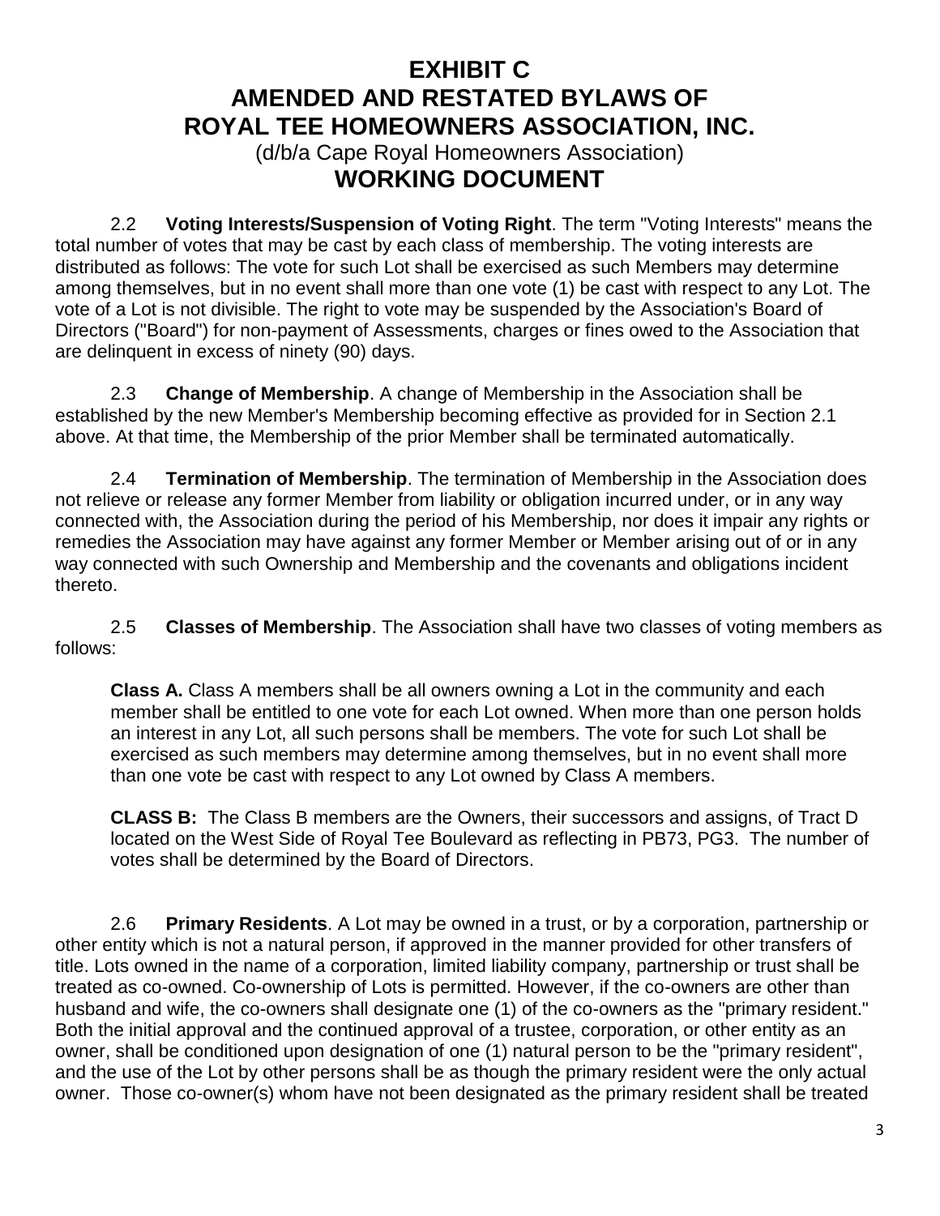# EXHIBIT C
# AMENDED AND RESTATED BYLAWS OF ROYAL TEE HOMEOWNERS ASSOCIATION, INC.

(d/b/a Cape Royal Homeowners Association)

## WORKING DOCUMENT

2.2 **Voting Interests/Suspension of Voting Right**. The term "Voting Interests" means the total number of votes that may be cast by each class of membership. The voting interests are distributed as follows: The vote for such Lot shall be exercised as such Members may determine among themselves, but in no event shall more than one vote (1) be cast with respect to any Lot. The vote of a Lot is not divisible. The right to vote may be suspended by the Association's Board of Directors ("Board") for non-payment of Assessments, charges or fines owed to the Association that are delinquent in excess of ninety (90) days.

2.3 **Change of Membership**. A change of Membership in the Association shall be established by the new Member's Membership becoming effective as provided for in Section 2.1 above. At that time, the Membership of the prior Member shall be terminated automatically.

2.4 **Termination of Membership**. The termination of Membership in the Association does not relieve or release any former Member from liability or obligation incurred under, or in any way connected with, the Association during the period of his Membership, nor does it impair any rights or remedies the Association may have against any former Member or Member arising out of or in any way connected with such Ownership and Membership and the covenants and obligations incident thereto.

2.5 **Classes of Membership**. The Association shall have two classes of voting members as follows:

**Class A.** Class A members shall be all owners owning a Lot in the community and each member shall be entitled to one vote for each Lot owned. When more than one person holds an interest in any Lot, all such persons shall be members. The vote for such Lot shall be exercised as such members may determine among themselves, but in no event shall more than one vote be cast with respect to any Lot owned by Class A members.

**CLASS B:** The Class B members are the Owners, their successors and assigns, of Tract D located on the West Side of Royal Tee Boulevard as reflecting in PB73, PG3. The number of votes shall be determined by the Board of Directors.

2.6 **Primary Residents**. A Lot may be owned in a trust, or by a corporation, partnership or other entity which is not a natural person, if approved in the manner provided for other transfers of title. Lots owned in the name of a corporation, limited liability company, partnership or trust shall be treated as co-owned. Co-ownership of Lots is permitted. However, if the co-owners are other than husband and wife, the co-owners shall designate one (1) of the co-owners as the "primary resident." Both the initial approval and the continued approval of a trustee, corporation, or other entity as an owner, shall be conditioned upon designation of one (1) natural person to be the "primary resident", and the use of the Lot by other persons shall be as though the primary resident were the only actual owner. Those co-owner(s) whom have not been designated as the primary resident shall be treated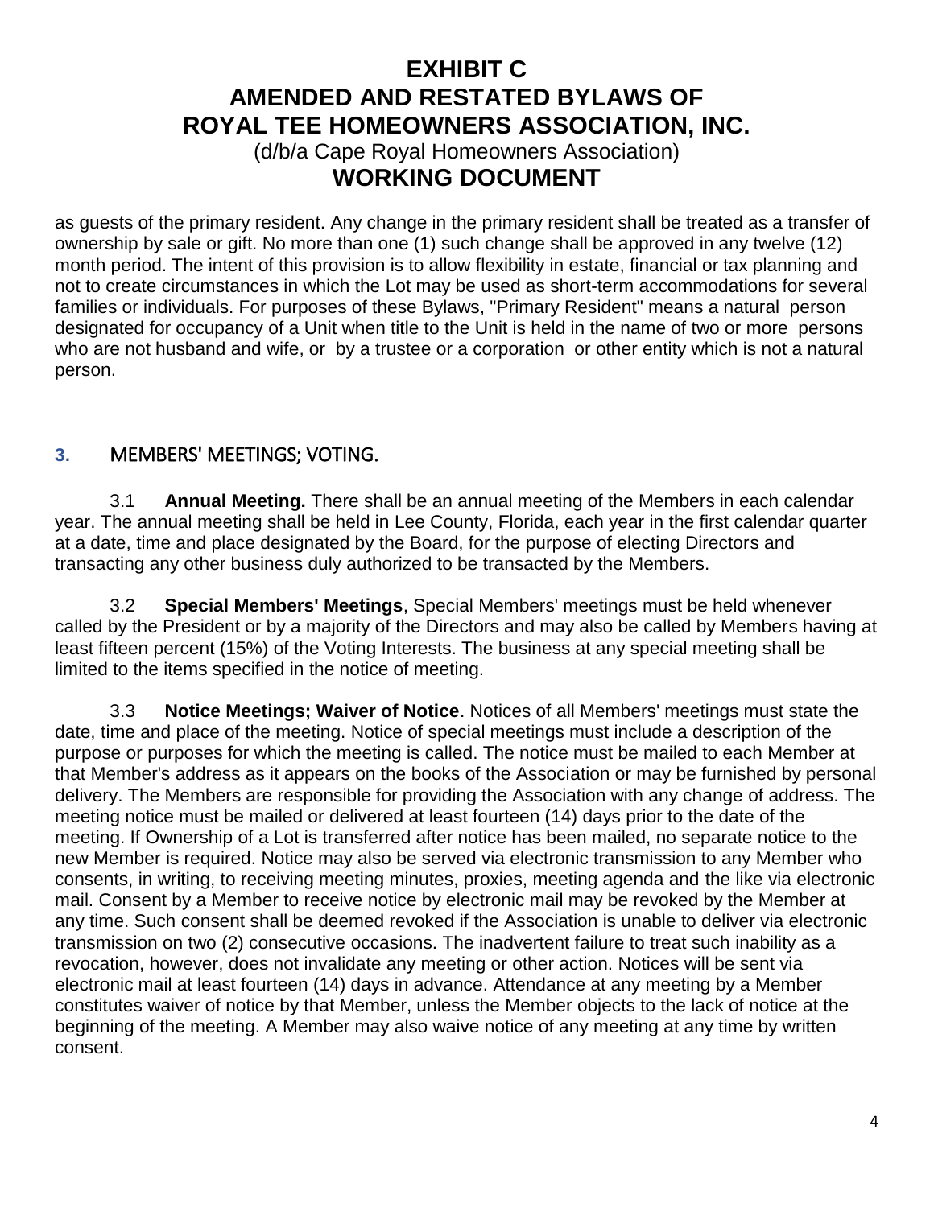as guests of the primary resident. Any change in the primary resident shall be treated as a transfer of ownership by sale or gift. No more than one (1) such change shall be approved in any twelve (12) month period. The intent of this provision is to allow flexibility in estate, financial or tax planning and not to create circumstances in which the Lot may be used as short-term accommodations for several families or individuals. For purposes of these Bylaws, "Primary Resident" means a natural person designated for occupancy of a Unit when title to the Unit is held in the name of two or more persons who are not husband and wife, or by a trustee or a corporation or other entity which is not a natural person.

## 3. MEMBERS' MEETINGS; VOTING.

3.1 **Annual Meeting.** There shall be an annual meeting of the Members in each calendar year. The annual meeting shall be held in Lee County, Florida, each year in the first calendar quarter at a date, time and place designated by the Board, for the purpose of electing Directors and transacting any other business duly authorized to be transacted by the Members.

3.2 **Special Members' Meetings**, Special Members' meetings must be held whenever called by the President or by a majority of the Directors and may also be called by Members having at least fifteen percent (15%) of the Voting Interests. The business at any special meeting shall be limited to the items specified in the notice of meeting.

3.3 **Notice Meetings; Waiver of Notice**. Notices of all Members' meetings must state the date, time and place of the meeting. Notice of special meetings must include a description of the purpose or purposes for which the meeting is called. The notice must be mailed to each Member at that Member's address as it appears on the books of the Association or may be furnished by personal delivery. The Members are responsible for providing the Association with any change of address. The meeting notice must be mailed or delivered at least fourteen (14) days prior to the date of the meeting. If Ownership of a Lot is transferred after notice has been mailed, no separate notice to the new Member is required. Notice may also be served via electronic transmission to any Member who consents, in writing, to receiving meeting minutes, proxies, meeting agenda and the like via electronic mail. Consent by a Member to receive notice by electronic mail may be revoked by the Member at any time. Such consent shall be deemed revoked if the Association is unable to deliver via electronic transmission on two (2) consecutive occasions. The inadvertent failure to treat such inability as a revocation, however, does not invalidate any meeting or other action. Notices will be sent via electronic mail at least fourteen (14) days in advance. Attendance at any meeting by a Member constitutes waiver of notice by that Member, unless the Member objects to the lack of notice at the beginning of the meeting. A Member may also waive notice of any meeting at any time by written consent.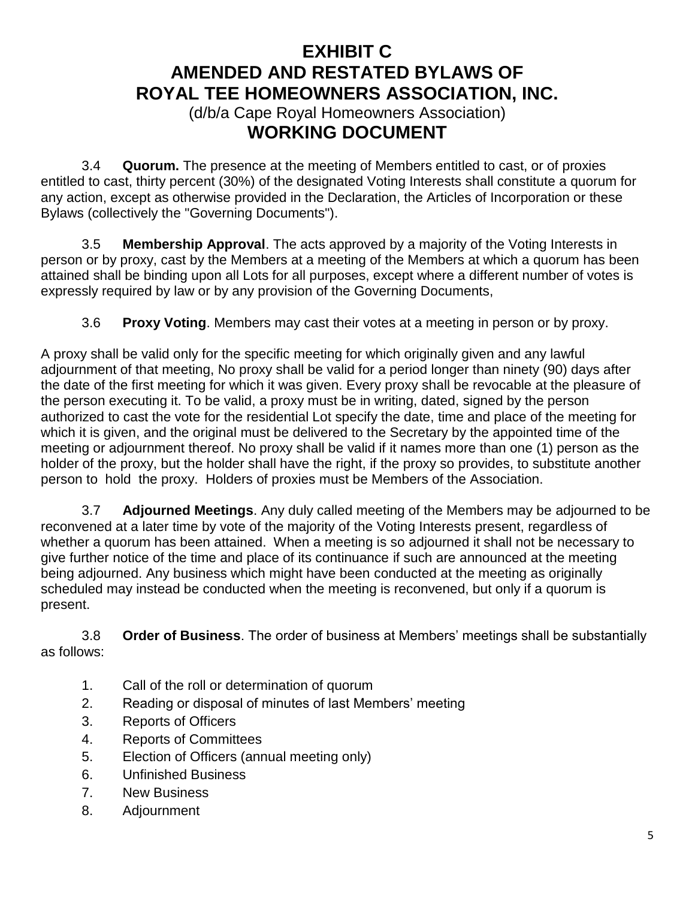# EXHIBIT C
# AMENDED AND RESTATED BYLAWS OF ROYAL TEE HOMEOWNERS ASSOCIATION, INC.

(d/b/a Cape Royal Homeowners Association)

## WORKING DOCUMENT

3.4 **Quorum.** The presence at the meeting of Members entitled to cast, or of proxies entitled to cast, thirty percent (30%) of the designated Voting Interests shall constitute a quorum for any action, except as otherwise provided in the Declaration, the Articles of Incorporation or these Bylaws (collectively the "Governing Documents").

3.5 **Membership Approval**. The acts approved by a majority of the Voting Interests in person or by proxy, cast by the Members at a meeting of the Members at which a quorum has been attained shall be binding upon all Lots for all purposes, except where a different number of votes is expressly required by law or by any provision of the Governing Documents,

3.6 **Proxy Voting**. Members may cast their votes at a meeting in person or by proxy.

A proxy shall be valid only for the specific meeting for which originally given and any lawful adjournment of that meeting, No proxy shall be valid for a period longer than ninety (90) days after the date of the first meeting for which it was given. Every proxy shall be revocable at the pleasure of the person executing it. To be valid, a proxy must be in writing, dated, signed by the person authorized to cast the vote for the residential Lot specify the date, time and place of the meeting for which it is given, and the original must be delivered to the Secretary by the appointed time of the meeting or adjournment thereof. No proxy shall be valid if it names more than one (1) person as the holder of the proxy, but the holder shall have the right, if the proxy so provides, to substitute another person to hold the proxy. Holders of proxies must be Members of the Association.

3.7 **Adjourned Meetings**. Any duly called meeting of the Members may be adjourned to be reconvened at a later time by vote of the majority of the Voting Interests present, regardless of whether a quorum has been attained. When a meeting is so adjourned it shall not be necessary to give further notice of the time and place of its continuance if such are announced at the meeting being adjourned. Any business which might have been conducted at the meeting as originally scheduled may instead be conducted when the meeting is reconvened, but only if a quorum is present.

3.8 **Order of Business**. The order of business at Members' meetings shall be substantially as follows:

1. Call of the roll or determination of quorum
2. Reading or disposal of minutes of last Members' meeting
3. Reports of Officers
4. Reports of Committees
5. Election of Officers (annual meeting only)
6. Unfinished Business
7. New Business
8. Adjournment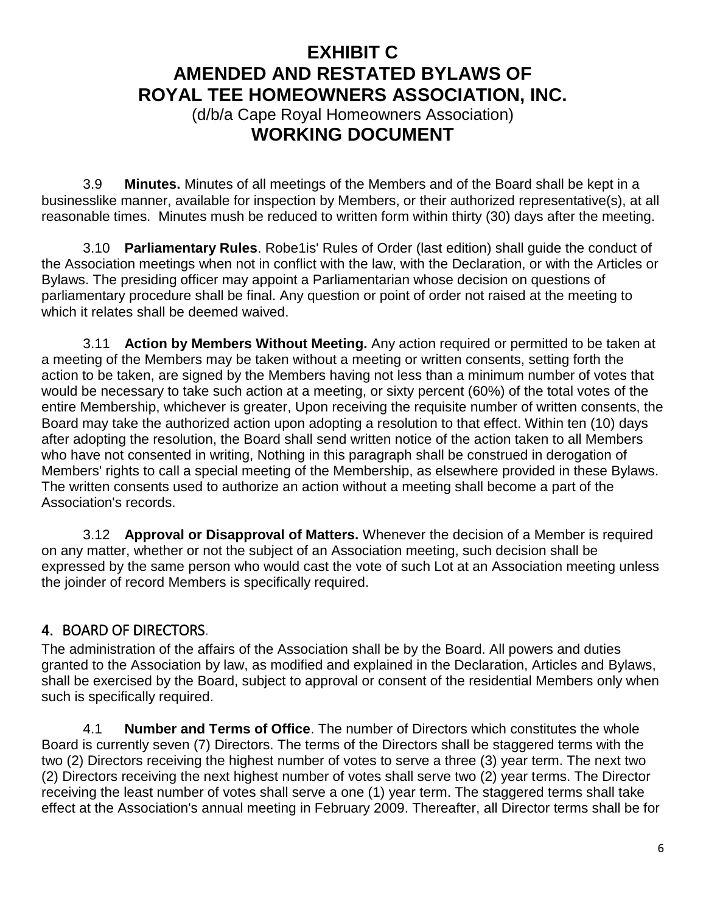# EXHIBIT C
# AMENDED AND RESTATED BYLAWS OF ROYAL TEE HOMEOWNERS ASSOCIATION, INC.

(d/b/a Cape Royal Homeowners Association)

## WORKING DOCUMENT

3.9 **Minutes.** Minutes of all meetings of the Members and of the Board shall be kept in a businesslike manner, available for inspection by Members, or their authorized representative(s), at all reasonable times. Minutes mush be reduced to written form within thirty (30) days after the meeting.

3.10 **Parliamentary Rules**. Robe1is' Rules of Order (last edition) shall guide the conduct of the Association meetings when not in conflict with the law, with the Declaration, or with the Articles or Bylaws. The presiding officer may appoint a Parliamentarian whose decision on questions of parliamentary procedure shall be final. Any question or point of order not raised at the meeting to which it relates shall be deemed waived.

3.11 **Action by Members Without Meeting.** Any action required or permitted to be taken at a meeting of the Members may be taken without a meeting or written consents, setting forth the action to be taken, are signed by the Members having not less than a minimum number of votes that would be necessary to take such action at a meeting, or sixty percent (60%) of the total votes of the entire Membership, whichever is greater, Upon receiving the requisite number of written consents, the Board may take the authorized action upon adopting a resolution to that effect. Within ten (10) days after adopting the resolution, the Board shall send written notice of the action taken to all Members who have not consented in writing, Nothing in this paragraph shall be construed in derogation of Members' rights to call a special meeting of the Membership, as elsewhere provided in these Bylaws. The written consents used to authorize an action without a meeting shall become a part of the Association's records.

3.12 **Approval or Disapproval of Matters.** Whenever the decision of a Member is required on any matter, whether or not the subject of an Association meeting, such decision shall be expressed by the same person who would cast the vote of such Lot at an Association meeting unless the joinder of record Members is specifically required.

## 4. BOARD OF DIRECTORS.

The administration of the affairs of the Association shall be by the Board. All powers and duties granted to the Association by law, as modified and explained in the Declaration, Articles and Bylaws, shall be exercised by the Board, subject to approval or consent of the residential Members only when such is specifically required.

4.1 **Number and Terms of Office**. The number of Directors which constitutes the whole Board is currently seven (7) Directors. The terms of the Directors shall be staggered terms with the two (2) Directors receiving the highest number of votes to serve a three (3) year term. The next two (2) Directors receiving the next highest number of votes shall serve two (2) year terms. The Director receiving the least number of votes shall serve a one (1) year term. The staggered terms shall take effect at the Association's annual meeting in February 2009. Thereafter, all Director terms shall be for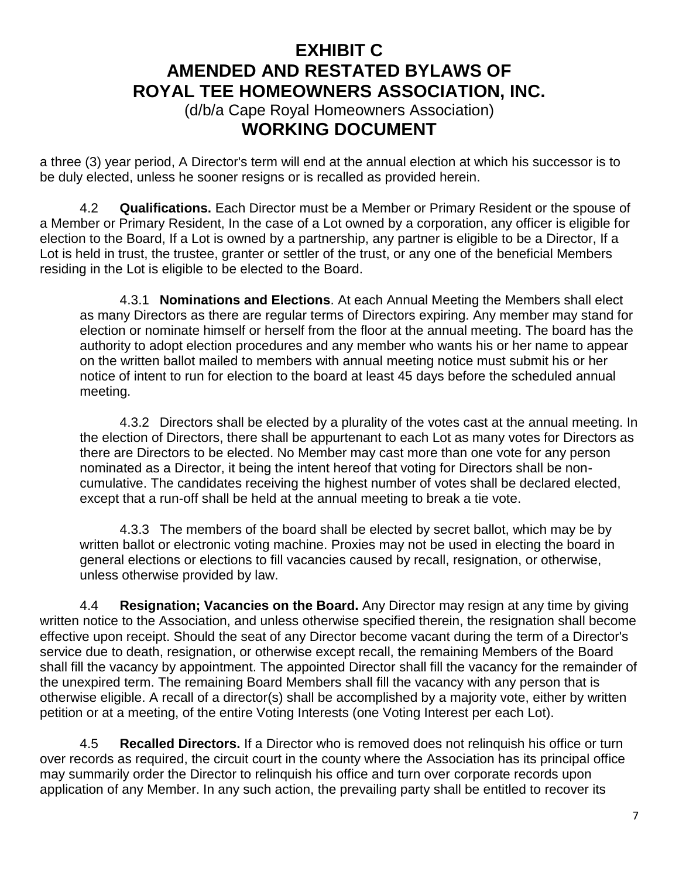a three (3) year period, A Director's term will end at the annual election at which his successor is to be duly elected, unless he sooner resigns or is recalled as provided herein.

4.2 **Qualifications.** Each Director must be a Member or Primary Resident or the spouse of a Member or Primary Resident, In the case of a Lot owned by a corporation, any officer is eligible for election to the Board, If a Lot is owned by a partnership, any partner is eligible to be a Director, If a Lot is held in trust, the trustee, granter or settler of the trust, or any one of the beneficial Members residing in the Lot is eligible to be elected to the Board.

4.3.1 **Nominations and Elections**. At each Annual Meeting the Members shall elect as many Directors as there are regular terms of Directors expiring. Any member may stand for election or nominate himself or herself from the floor at the annual meeting. The board has the authority to adopt election procedures and any member who wants his or her name to appear on the written ballot mailed to members with annual meeting notice must submit his or her notice of intent to run for election to the board at least 45 days before the scheduled annual meeting.

4.3.2 Directors shall be elected by a plurality of the votes cast at the annual meeting. In the election of Directors, there shall be appurtenant to each Lot as many votes for Directors as there are Directors to be elected. No Member may cast more than one vote for any person nominated as a Director, it being the intent hereof that voting for Directors shall be non-cumulative. The candidates receiving the highest number of votes shall be declared elected, except that a run-off shall be held at the annual meeting to break a tie vote.

4.3.3 The members of the board shall be elected by secret ballot, which may be by written ballot or electronic voting machine. Proxies may not be used in electing the board in general elections or elections to fill vacancies caused by recall, resignation, or otherwise, unless otherwise provided by law.

4.4 **Resignation; Vacancies on the Board.** Any Director may resign at any time by giving written notice to the Association, and unless otherwise specified therein, the resignation shall become effective upon receipt. Should the seat of any Director become vacant during the term of a Director's service due to death, resignation, or otherwise except recall, the remaining Members of the Board shall fill the vacancy by appointment. The appointed Director shall fill the vacancy for the remainder of the unexpired term. The remaining Board Members shall fill the vacancy with any person that is otherwise eligible. A recall of a director(s) shall be accomplished by a majority vote, either by written petition or at a meeting, of the entire Voting Interests (one Voting Interest per each Lot).

4.5 **Recalled Directors.** If a Director who is removed does not relinquish his office or turn over records as required, the circuit court in the county where the Association has its principal office may summarily order the Director to relinquish his office and turn over corporate records upon application of any Member. In any such action, the prevailing party shall be entitled to recover its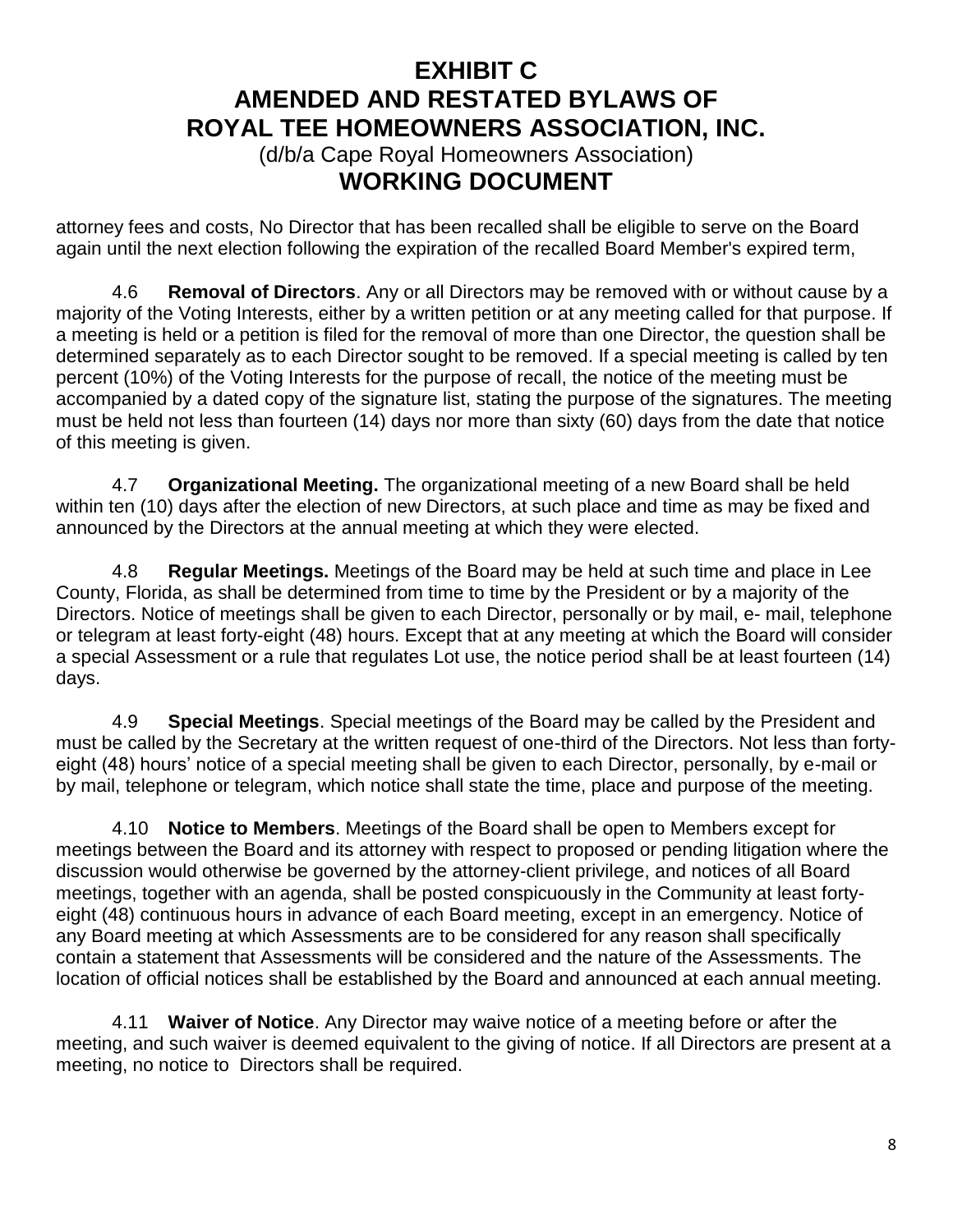attorney fees and costs, No Director that has been recalled shall be eligible to serve on the Board again until the next election following the expiration of the recalled Board Member's expired term,

4.6 **Removal of Directors**. Any or all Directors may be removed with or without cause by a majority of the Voting Interests, either by a written petition or at any meeting called for that purpose. If a meeting is held or a petition is filed for the removal of more than one Director, the question shall be determined separately as to each Director sought to be removed. If a special meeting is called by ten percent (10%) of the Voting Interests for the purpose of recall, the notice of the meeting must be accompanied by a dated copy of the signature list, stating the purpose of the signatures. The meeting must be held not less than fourteen (14) days nor more than sixty (60) days from the date that notice of this meeting is given.

4.7 **Organizational Meeting.** The organizational meeting of a new Board shall be held within ten (10) days after the election of new Directors, at such place and time as may be fixed and announced by the Directors at the annual meeting at which they were elected.

4.8 **Regular Meetings.** Meetings of the Board may be held at such time and place in Lee County, Florida, as shall be determined from time to time by the President or by a majority of the Directors. Notice of meetings shall be given to each Director, personally or by mail, e- mail, telephone or telegram at least forty-eight (48) hours. Except that at any meeting at which the Board will consider a special Assessment or a rule that regulates Lot use, the notice period shall be at least fourteen (14) days.

4.9 **Special Meetings**. Special meetings of the Board may be called by the President and must be called by the Secretary at the written request of one-third of the Directors. Not less than forty-eight (48) hours' notice of a special meeting shall be given to each Director, personally, by e-mail or by mail, telephone or telegram, which notice shall state the time, place and purpose of the meeting.

4.10 **Notice to Members**. Meetings of the Board shall be open to Members except for meetings between the Board and its attorney with respect to proposed or pending litigation where the discussion would otherwise be governed by the attorney-client privilege, and notices of all Board meetings, together with an agenda, shall be posted conspicuously in the Community at least forty-eight (48) continuous hours in advance of each Board meeting, except in an emergency. Notice of any Board meeting at which Assessments are to be considered for any reason shall specifically contain a statement that Assessments will be considered and the nature of the Assessments. The location of official notices shall be established by the Board and announced at each annual meeting.

4.11 **Waiver of Notice**. Any Director may waive notice of a meeting before or after the meeting, and such waiver is deemed equivalent to the giving of notice. If all Directors are present at a meeting, no notice to Directors shall be required.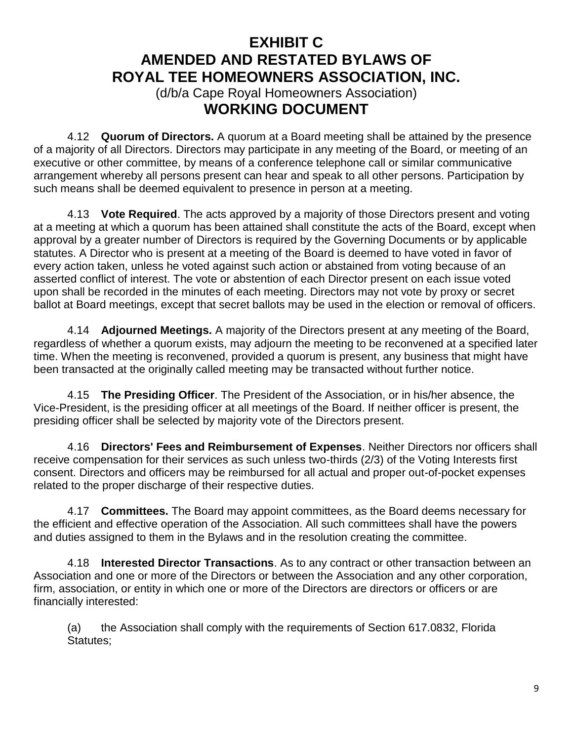# EXHIBIT C
# AMENDED AND RESTATED BYLAWS OF ROYAL TEE HOMEOWNERS ASSOCIATION, INC.

(d/b/a Cape Royal Homeowners Association)

## WORKING DOCUMENT

4.12 **Quorum of Directors.** A quorum at a Board meeting shall be attained by the presence of a majority of all Directors. Directors may participate in any meeting of the Board, or meeting of an executive or other committee, by means of a conference telephone call or similar communicative arrangement whereby all persons present can hear and speak to all other persons. Participation by such means shall be deemed equivalent to presence in person at a meeting.

4.13 **Vote Required**. The acts approved by a majority of those Directors present and voting at a meeting at which a quorum has been attained shall constitute the acts of the Board, except when approval by a greater number of Directors is required by the Governing Documents or by applicable statutes. A Director who is present at a meeting of the Board is deemed to have voted in favor of every action taken, unless he voted against such action or abstained from voting because of an asserted conflict of interest. The vote or abstention of each Director present on each issue voted upon shall be recorded in the minutes of each meeting. Directors may not vote by proxy or secret ballot at Board meetings, except that secret ballots may be used in the election or removal of officers.

4.14 **Adjourned Meetings.** A majority of the Directors present at any meeting of the Board, regardless of whether a quorum exists, may adjourn the meeting to be reconvened at a specified later time. When the meeting is reconvened, provided a quorum is present, any business that might have been transacted at the originally called meeting may be transacted without further notice.

4.15 **The Presiding Officer**. The President of the Association, or in his/her absence, the Vice-President, is the presiding officer at all meetings of the Board. If neither officer is present, the presiding officer shall be selected by majority vote of the Directors present.

4.16 **Directors' Fees and Reimbursement of Expenses**. Neither Directors nor officers shall receive compensation for their services as such unless two-thirds (2/3) of the Voting Interests first consent. Directors and officers may be reimbursed for all actual and proper out-of-pocket expenses related to the proper discharge of their respective duties.

4.17 **Committees.** The Board may appoint committees, as the Board deems necessary for the efficient and effective operation of the Association. All such committees shall have the powers and duties assigned to them in the Bylaws and in the resolution creating the committee.

4.18 **Interested Director Transactions**. As to any contract or other transaction between an Association and one or more of the Directors or between the Association and any other corporation, firm, association, or entity in which one or more of the Directors are directors or officers or are financially interested:

(a) the Association shall comply with the requirements of Section 617.0832, Florida Statutes;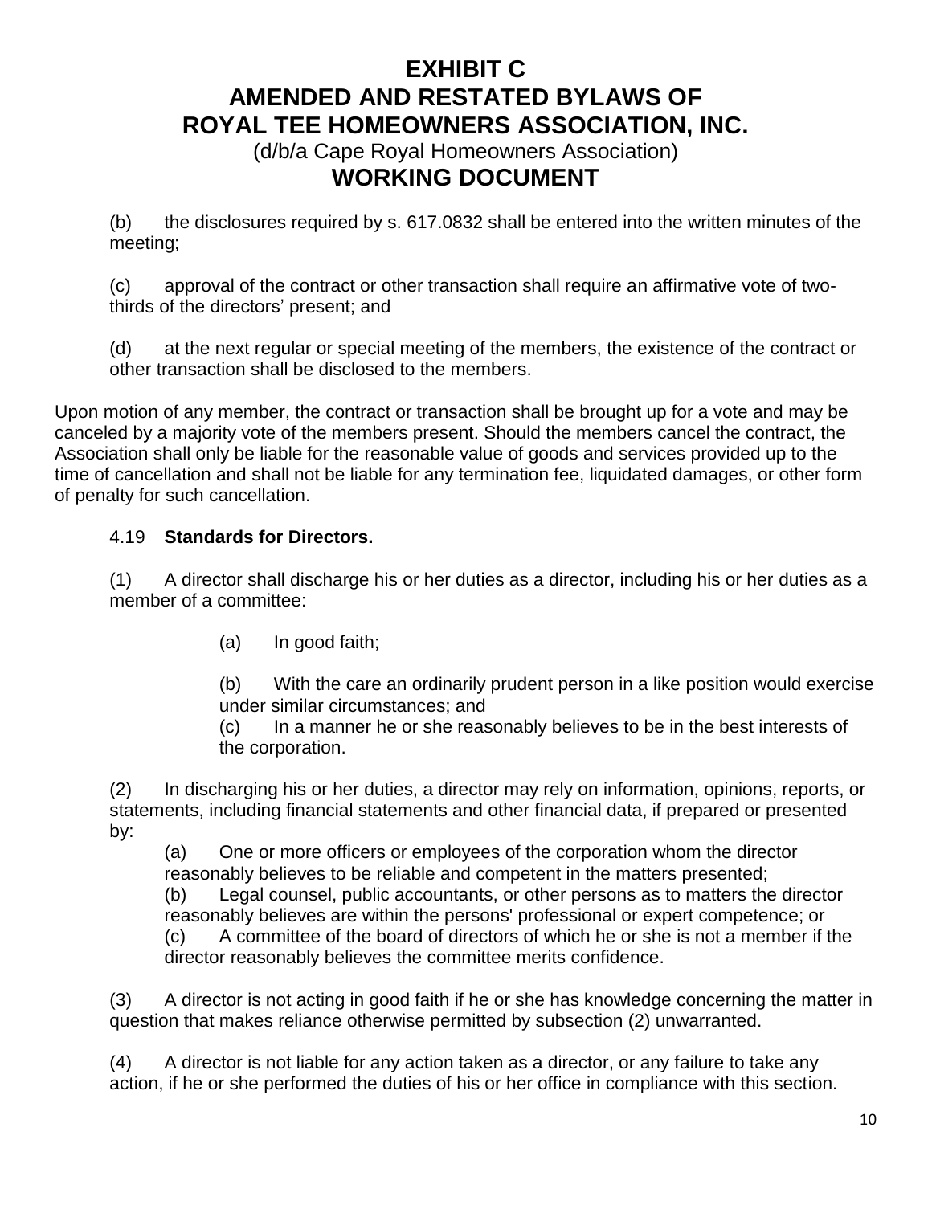# EXHIBIT C
# AMENDED AND RESTATED BYLAWS OF ROYAL TEE HOMEOWNERS ASSOCIATION, INC.
(d/b/a Cape Royal Homeowners Association)
# WORKING DOCUMENT

(b) the disclosures required by s. 617.0832 shall be entered into the written minutes of the meeting;

(c) approval of the contract or other transaction shall require an affirmative vote of two-thirds of the directors' present; and

(d) at the next regular or special meeting of the members, the existence of the contract or other transaction shall be disclosed to the members.

Upon motion of any member, the contract or transaction shall be brought up for a vote and may be canceled by a majority vote of the members present. Should the members cancel the contract, the Association shall only be liable for the reasonable value of goods and services provided up to the time of cancellation and shall not be liable for any termination fee, liquidated damages, or other form of penalty for such cancellation.

4.19 **Standards for Directors.**

(1) A director shall discharge his or her duties as a director, including his or her duties as a member of a committee:

(a) In good faith;

(b) With the care an ordinarily prudent person in a like position would exercise under similar circumstances; and

(c) In a manner he or she reasonably believes to be in the best interests of the corporation.

(2) In discharging his or her duties, a director may rely on information, opinions, reports, or statements, including financial statements and other financial data, if prepared or presented by:

(a) One or more officers or employees of the corporation whom the director reasonably believes to be reliable and competent in the matters presented;

(b) Legal counsel, public accountants, or other persons as to matters the director reasonably believes are within the persons' professional or expert competence; or

(c) A committee of the board of directors of which he or she is not a member if the director reasonably believes the committee merits confidence.

(3) A director is not acting in good faith if he or she has knowledge concerning the matter in question that makes reliance otherwise permitted by subsection (2) unwarranted.

(4) A director is not liable for any action taken as a director, or any failure to take any action, if he or she performed the duties of his or her office in compliance with this section.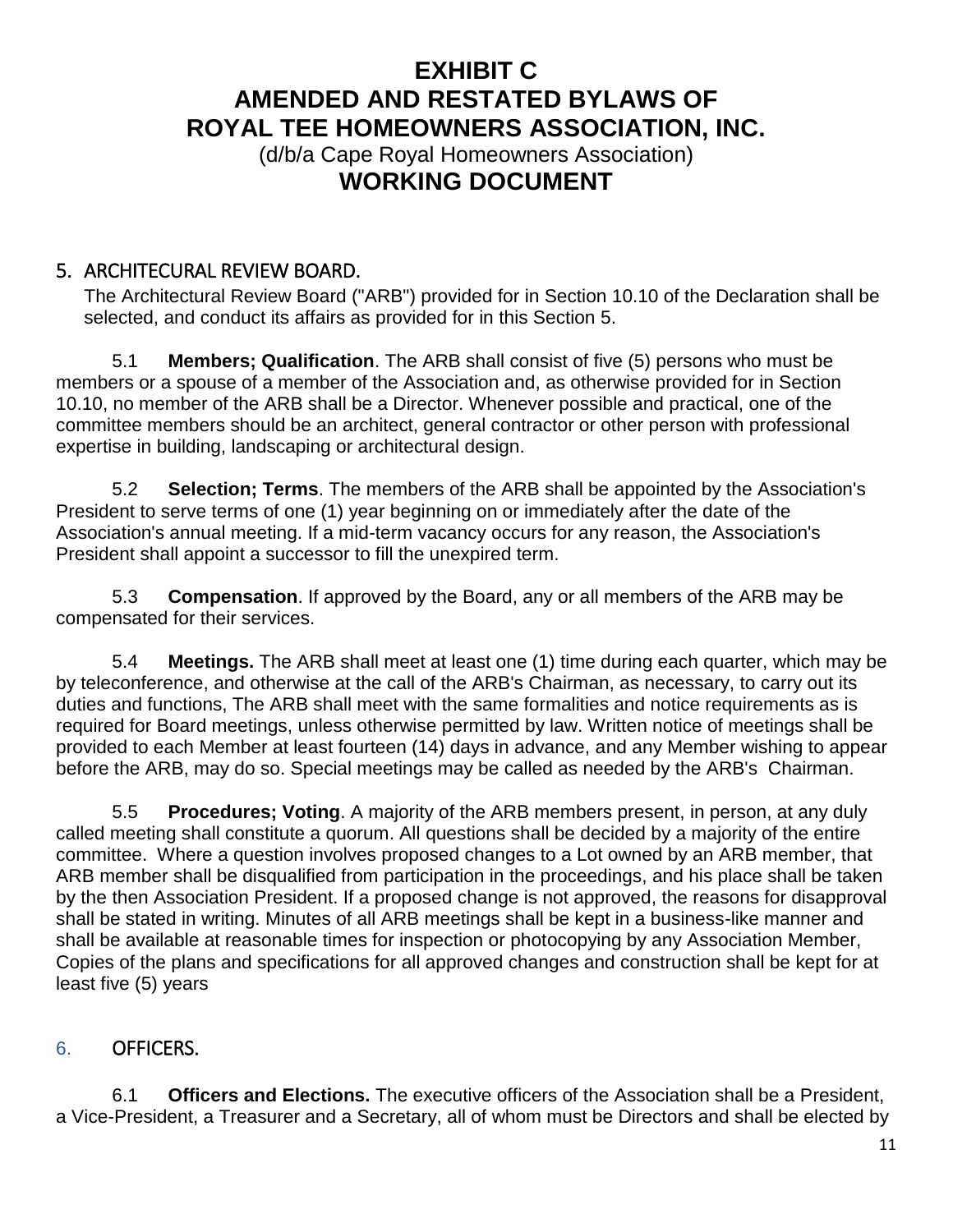# EXHIBIT C
# AMENDED AND RESTATED BYLAWS OF
# ROYAL TEE HOMEOWNERS ASSOCIATION, INC.
(d/b/a Cape Royal Homeowners Association)
# WORKING DOCUMENT

## 5. ARCHITECURAL REVIEW BOARD.

The Architectural Review Board ("ARB") provided for in Section 10.10 of the Declaration shall be selected, and conduct its affairs as provided for in this Section 5.

5.1 **Members; Qualification**. The ARB shall consist of five (5) persons who must be members or a spouse of a member of the Association and, as otherwise provided for in Section 10.10, no member of the ARB shall be a Director. Whenever possible and practical, one of the committee members should be an architect, general contractor or other person with professional expertise in building, landscaping or architectural design.

5.2 **Selection; Terms**. The members of the ARB shall be appointed by the Association's President to serve terms of one (1) year beginning on or immediately after the date of the Association's annual meeting. If a mid-term vacancy occurs for any reason, the Association's President shall appoint a successor to fill the unexpired term.

5.3 **Compensation**. If approved by the Board, any or all members of the ARB may be compensated for their services.

5.4 **Meetings.** The ARB shall meet at least one (1) time during each quarter, which may be by teleconference, and otherwise at the call of the ARB's Chairman, as necessary, to carry out its duties and functions, The ARB shall meet with the same formalities and notice requirements as is required for Board meetings, unless otherwise permitted by law. Written notice of meetings shall be provided to each Member at least fourteen (14) days in advance, and any Member wishing to appear before the ARB, may do so. Special meetings may be called as needed by the ARB's Chairman.

5.5 **Procedures; Voting**. A majority of the ARB members present, in person, at any duly called meeting shall constitute a quorum. All questions shall be decided by a majority of the entire committee. Where a question involves proposed changes to a Lot owned by an ARB member, that ARB member shall be disqualified from participation in the proceedings, and his place shall be taken by the then Association President. If a proposed change is not approved, the reasons for disapproval shall be stated in writing. Minutes of all ARB meetings shall be kept in a business-like manner and shall be available at reasonable times for inspection or photocopying by any Association Member, Copies of the plans and specifications for all approved changes and construction shall be kept for at least five (5) years

## 6. OFFICERS.

6.1 **Officers and Elections.** The executive officers of the Association shall be a President, a Vice-President, a Treasurer and a Secretary, all of whom must be Directors and shall be elected by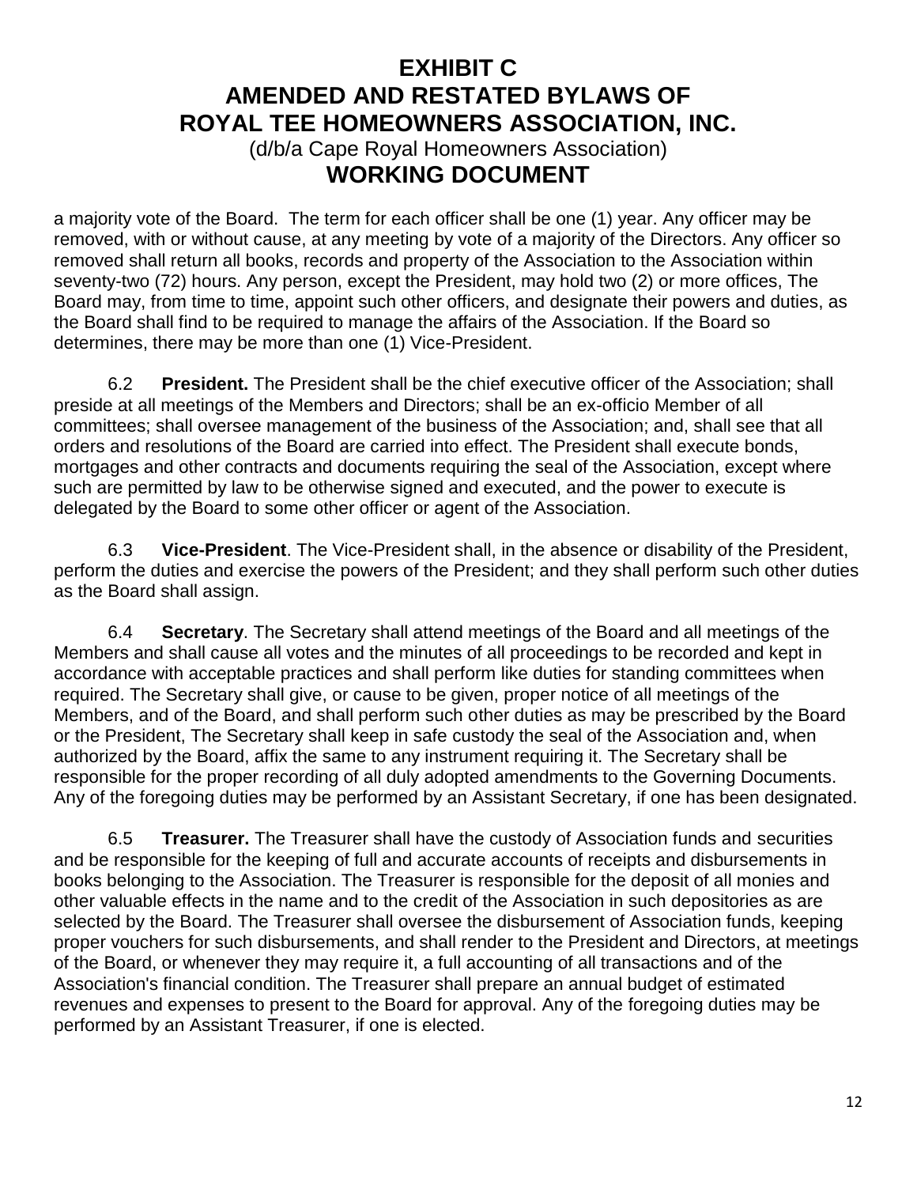a majority vote of the Board. The term for each officer shall be one (1) year. Any officer may be removed, with or without cause, at any meeting by vote of a majority of the Directors. Any officer so removed shall return all books, records and property of the Association to the Association within seventy-two (72) hours. Any person, except the President, may hold two (2) or more offices, The Board may, from time to time, appoint such other officers, and designate their powers and duties, as the Board shall find to be required to manage the affairs of the Association. If the Board so determines, there may be more than one (1) Vice-President.

6.2 **President.** The President shall be the chief executive officer of the Association; shall preside at all meetings of the Members and Directors; shall be an ex-officio Member of all committees; shall oversee management of the business of the Association; and, shall see that all orders and resolutions of the Board are carried into effect. The President shall execute bonds, mortgages and other contracts and documents requiring the seal of the Association, except where such are permitted by law to be otherwise signed and executed, and the power to execute is delegated by the Board to some other officer or agent of the Association.

6.3 **Vice-President**. The Vice-President shall, in the absence or disability of the President, perform the duties and exercise the powers of the President; and they shall perform such other duties as the Board shall assign.

6.4 **Secretary**. The Secretary shall attend meetings of the Board and all meetings of the Members and shall cause all votes and the minutes of all proceedings to be recorded and kept in accordance with acceptable practices and shall perform like duties for standing committees when required. The Secretary shall give, or cause to be given, proper notice of all meetings of the Members, and of the Board, and shall perform such other duties as may be prescribed by the Board or the President, The Secretary shall keep in safe custody the seal of the Association and, when authorized by the Board, affix the same to any instrument requiring it. The Secretary shall be responsible for the proper recording of all duly adopted amendments to the Governing Documents. Any of the foregoing duties may be performed by an Assistant Secretary, if one has been designated.

6.5 **Treasurer.** The Treasurer shall have the custody of Association funds and securities and be responsible for the keeping of full and accurate accounts of receipts and disbursements in books belonging to the Association. The Treasurer is responsible for the deposit of all monies and other valuable effects in the name and to the credit of the Association in such depositories as are selected by the Board. The Treasurer shall oversee the disbursement of Association funds, keeping proper vouchers for such disbursements, and shall render to the President and Directors, at meetings of the Board, or whenever they may require it, a full accounting of all transactions and of the Association's financial condition. The Treasurer shall prepare an annual budget of estimated revenues and expenses to present to the Board for approval. Any of the foregoing duties may be performed by an Assistant Treasurer, if one is elected.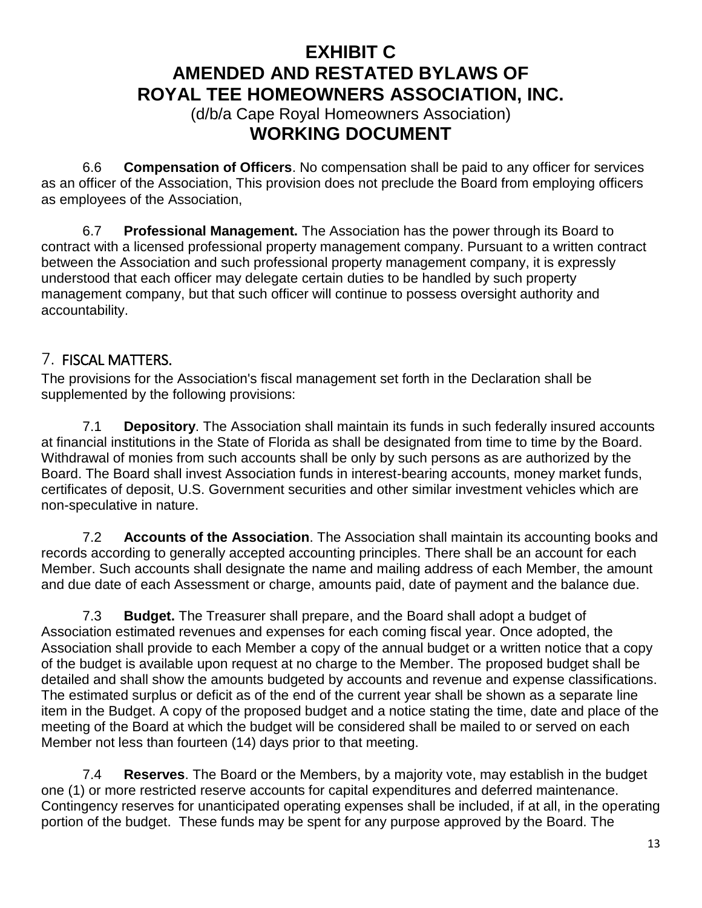# EXHIBIT C
# AMENDED AND RESTATED BYLAWS OF ROYAL TEE HOMEOWNERS ASSOCIATION, INC.
(d/b/a Cape Royal Homeowners Association)
## WORKING DOCUMENT

6.6 **Compensation of Officers**. No compensation shall be paid to any officer for services as an officer of the Association, This provision does not preclude the Board from employing officers as employees of the Association,

6.7 **Professional Management.** The Association has the power through its Board to contract with a licensed professional property management company. Pursuant to a written contract between the Association and such professional property management company, it is expressly understood that each officer may delegate certain duties to be handled by such property management company, but that such officer will continue to possess oversight authority and accountability.

## 7. FISCAL MATTERS.

The provisions for the Association's fiscal management set forth in the Declaration shall be supplemented by the following provisions:

7.1 **Depository**. The Association shall maintain its funds in such federally insured accounts at financial institutions in the State of Florida as shall be designated from time to time by the Board. Withdrawal of monies from such accounts shall be only by such persons as are authorized by the Board. The Board shall invest Association funds in interest-bearing accounts, money market funds, certificates of deposit, U.S. Government securities and other similar investment vehicles which are non-speculative in nature.

7.2 **Accounts of the Association**. The Association shall maintain its accounting books and records according to generally accepted accounting principles. There shall be an account for each Member. Such accounts shall designate the name and mailing address of each Member, the amount and due date of each Assessment or charge, amounts paid, date of payment and the balance due.

7.3 **Budget.** The Treasurer shall prepare, and the Board shall adopt a budget of Association estimated revenues and expenses for each coming fiscal year. Once adopted, the Association shall provide to each Member a copy of the annual budget or a written notice that a copy of the budget is available upon request at no charge to the Member. The proposed budget shall be detailed and shall show the amounts budgeted by accounts and revenue and expense classifications. The estimated surplus or deficit as of the end of the current year shall be shown as a separate line item in the Budget. A copy of the proposed budget and a notice stating the time, date and place of the meeting of the Board at which the budget will be considered shall be mailed to or served on each Member not less than fourteen (14) days prior to that meeting.

7.4 **Reserves**. The Board or the Members, by a majority vote, may establish in the budget one (1) or more restricted reserve accounts for capital expenditures and deferred maintenance. Contingency reserves for unanticipated operating expenses shall be included, if at all, in the operating portion of the budget. These funds may be spent for any purpose approved by the Board. The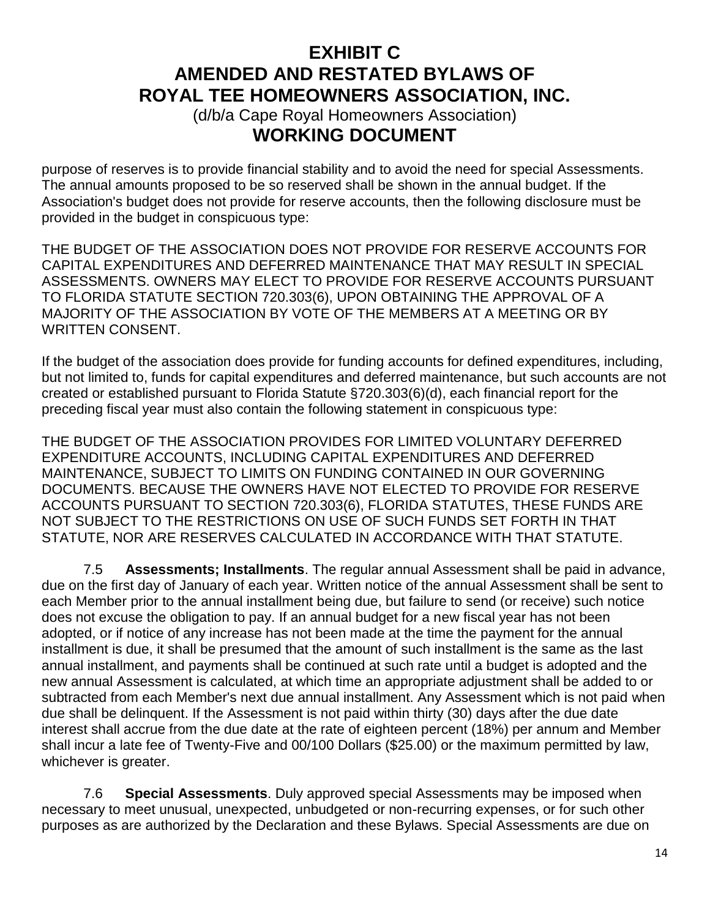purpose of reserves is to provide financial stability and to avoid the need for special Assessments. The annual amounts proposed to be so reserved shall be shown in the annual budget. If the Association's budget does not provide for reserve accounts, then the following disclosure must be provided in the budget in conspicuous type:

THE BUDGET OF THE ASSOCIATION DOES NOT PROVIDE FOR RESERVE ACCOUNTS FOR CAPITAL EXPENDITURES AND DEFERRED MAINTENANCE THAT MAY RESULT IN SPECIAL ASSESSMENTS. OWNERS MAY ELECT TO PROVIDE FOR RESERVE ACCOUNTS PURSUANT TO FLORIDA STATUTE SECTION 720.303(6), UPON OBTAINING THE APPROVAL OF A MAJORITY OF THE ASSOCIATION BY VOTE OF THE MEMBERS AT A MEETING OR BY WRITTEN CONSENT.

If the budget of the association does provide for funding accounts for defined expenditures, including, but not limited to, funds for capital expenditures and deferred maintenance, but such accounts are not created or established pursuant to Florida Statute §720.303(6)(d), each financial report for the preceding fiscal year must also contain the following statement in conspicuous type:

THE BUDGET OF THE ASSOCIATION PROVIDES FOR LIMITED VOLUNTARY DEFERRED EXPENDITURE ACCOUNTS, INCLUDING CAPITAL EXPENDITURES AND DEFERRED MAINTENANCE, SUBJECT TO LIMITS ON FUNDING CONTAINED IN OUR GOVERNING DOCUMENTS. BECAUSE THE OWNERS HAVE NOT ELECTED TO PROVIDE FOR RESERVE ACCOUNTS PURSUANT TO SECTION 720.303(6), FLORIDA STATUTES, THESE FUNDS ARE NOT SUBJECT TO THE RESTRICTIONS ON USE OF SUCH FUNDS SET FORTH IN THAT STATUTE, NOR ARE RESERVES CALCULATED IN ACCORDANCE WITH THAT STATUTE.

7.5 **Assessments; Installments**. The regular annual Assessment shall be paid in advance, due on the first day of January of each year. Written notice of the annual Assessment shall be sent to each Member prior to the annual installment being due, but failure to send (or receive) such notice does not excuse the obligation to pay. If an annual budget for a new fiscal year has not been adopted, or if notice of any increase has not been made at the time the payment for the annual installment is due, it shall be presumed that the amount of such installment is the same as the last annual installment, and payments shall be continued at such rate until a budget is adopted and the new annual Assessment is calculated, at which time an appropriate adjustment shall be added to or subtracted from each Member's next due annual installment. Any Assessment which is not paid when due shall be delinquent. If the Assessment is not paid within thirty (30) days after the due date interest shall accrue from the due date at the rate of eighteen percent (18%) per annum and Member shall incur a late fee of Twenty-Five and 00/100 Dollars ($25.00) or the maximum permitted by law, whichever is greater.

7.6 **Special Assessments**. Duly approved special Assessments may be imposed when necessary to meet unusual, unexpected, unbudgeted or non-recurring expenses, or for such other purposes as are authorized by the Declaration and these Bylaws. Special Assessments are due on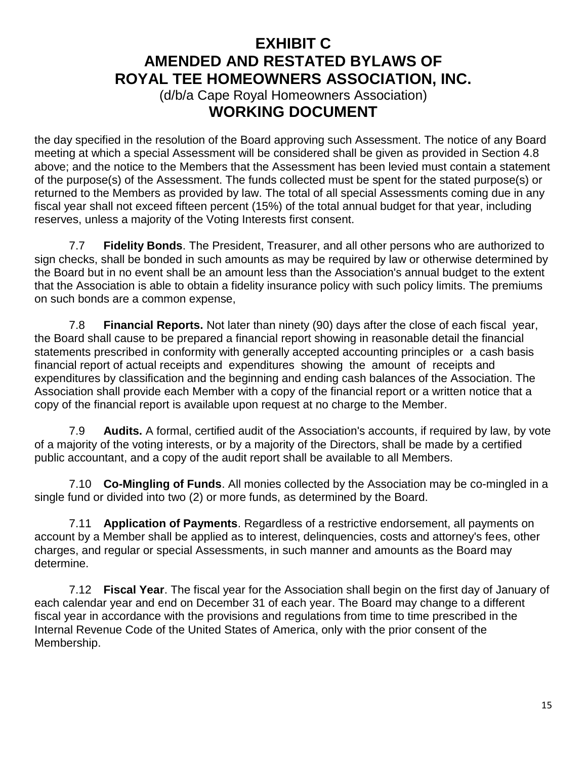# EXHIBIT C
# AMENDED AND RESTATED BYLAWS OF
# ROYAL TEE HOMEOWNERS ASSOCIATION, INC.
(d/b/a Cape Royal Homeowners Association)
## WORKING DOCUMENT

the day specified in the resolution of the Board approving such Assessment. The notice of any Board meeting at which a special Assessment will be considered shall be given as provided in Section 4.8 above; and the notice to the Members that the Assessment has been levied must contain a statement of the purpose(s) of the Assessment. The funds collected must be spent for the stated purpose(s) or returned to the Members as provided by law. The total of all special Assessments coming due in any fiscal year shall not exceed fifteen percent (15%) of the total annual budget for that year, including reserves, unless a majority of the Voting Interests first consent.

7.7 **Fidelity Bonds**. The President, Treasurer, and all other persons who are authorized to sign checks, shall be bonded in such amounts as may be required by law or otherwise determined by the Board but in no event shall be an amount less than the Association's annual budget to the extent that the Association is able to obtain a fidelity insurance policy with such policy limits. The premiums on such bonds are a common expense,

7.8 **Financial Reports.** Not later than ninety (90) days after the close of each fiscal year, the Board shall cause to be prepared a financial report showing in reasonable detail the financial statements prescribed in conformity with generally accepted accounting principles or a cash basis financial report of actual receipts and expenditures showing the amount of receipts and expenditures by classification and the beginning and ending cash balances of the Association. The Association shall provide each Member with a copy of the financial report or a written notice that a copy of the financial report is available upon request at no charge to the Member.

7.9 **Audits.** A formal, certified audit of the Association's accounts, if required by law, by vote of a majority of the voting interests, or by a majority of the Directors, shall be made by a certified public accountant, and a copy of the audit report shall be available to all Members.

7.10 **Co-Mingling of Funds**. All monies collected by the Association may be co-mingled in a single fund or divided into two (2) or more funds, as determined by the Board.

7.11 **Application of Payments**. Regardless of a restrictive endorsement, all payments on account by a Member shall be applied as to interest, delinquencies, costs and attorney's fees, other charges, and regular or special Assessments, in such manner and amounts as the Board may determine.

7.12 **Fiscal Year**. The fiscal year for the Association shall begin on the first day of January of each calendar year and end on December 31 of each year. The Board may change to a different fiscal year in accordance with the provisions and regulations from time to time prescribed in the Internal Revenue Code of the United States of America, only with the prior consent of the Membership.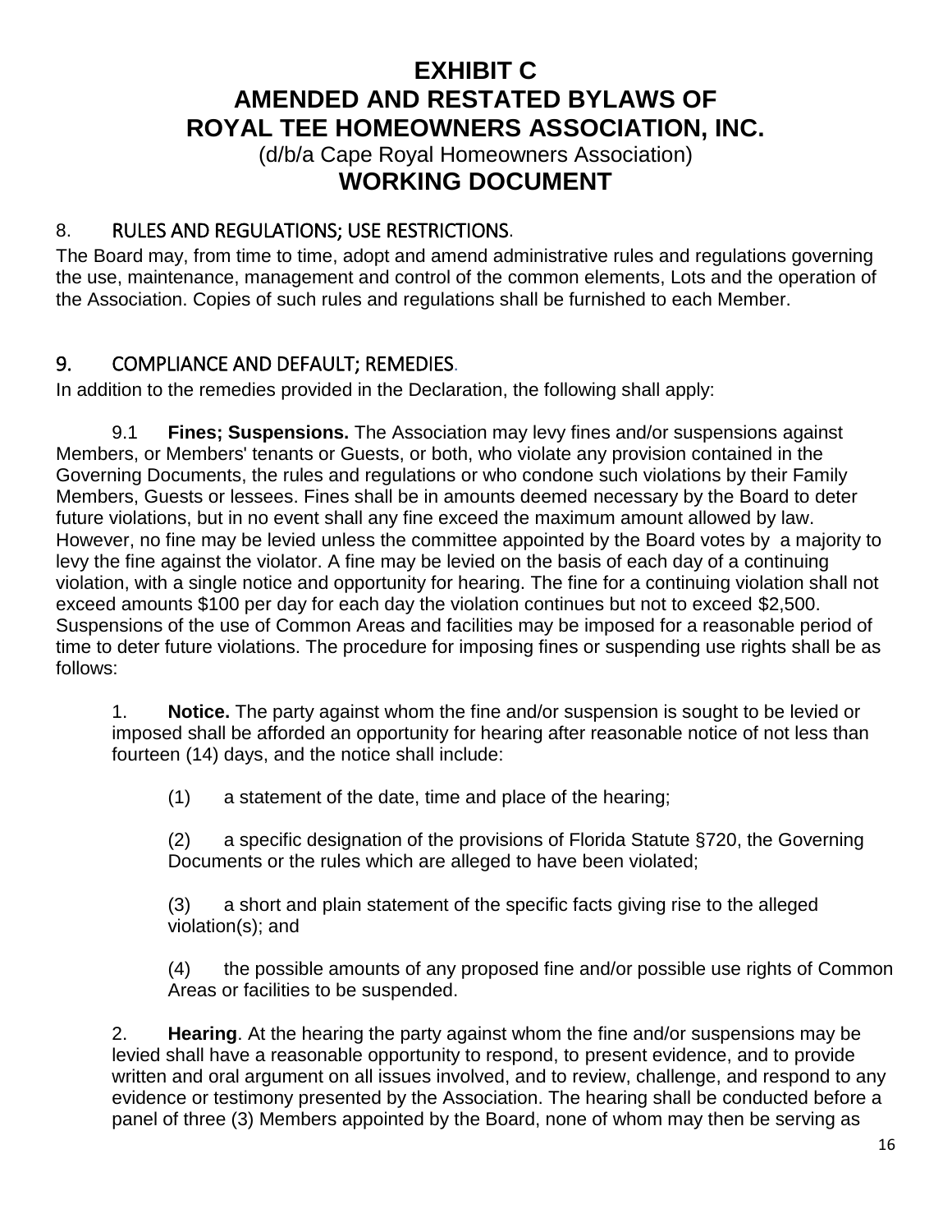# EXHIBIT C
# AMENDED AND RESTATED BYLAWS OF ROYAL TEE HOMEOWNERS ASSOCIATION, INC.
(d/b/a Cape Royal Homeowners Association)
## WORKING DOCUMENT

## 8. RULES AND REGULATIONS; USE RESTRICTIONS.

The Board may, from time to time, adopt and amend administrative rules and regulations governing the use, maintenance, management and control of the common elements, Lots and the operation of the Association. Copies of such rules and regulations shall be furnished to each Member.

## 9. COMPLIANCE AND DEFAULT; REMEDIES.

In addition to the remedies provided in the Declaration, the following shall apply:

9.1 **Fines; Suspensions.** The Association may levy fines and/or suspensions against Members, or Members' tenants or Guests, or both, who violate any provision contained in the Governing Documents, the rules and regulations or who condone such violations by their Family Members, Guests or lessees. Fines shall be in amounts deemed necessary by the Board to deter future violations, but in no event shall any fine exceed the maximum amount allowed by law. However, no fine may be levied unless the committee appointed by the Board votes by a majority to levy the fine against the violator. A fine may be levied on the basis of each day of a continuing violation, with a single notice and opportunity for hearing. The fine for a continuing violation shall not exceed amounts $100 per day for each day the violation continues but not to exceed $2,500. Suspensions of the use of Common Areas and facilities may be imposed for a reasonable period of time to deter future violations. The procedure for imposing fines or suspending use rights shall be as follows:

1. **Notice.** The party against whom the fine and/or suspension is sought to be levied or imposed shall be afforded an opportunity for hearing after reasonable notice of not less than fourteen (14) days, and the notice shall include:

   (1) a statement of the date, time and place of the hearing;

   (2) a specific designation of the provisions of Florida Statute §720, the Governing Documents or the rules which are alleged to have been violated;

   (3) a short and plain statement of the specific facts giving rise to the alleged violation(s); and

   (4) the possible amounts of any proposed fine and/or possible use rights of Common Areas or facilities to be suspended.

2. **Hearing**. At the hearing the party against whom the fine and/or suspensions may be levied shall have a reasonable opportunity to respond, to present evidence, and to provide written and oral argument on all issues involved, and to review, challenge, and respond to any evidence or testimony presented by the Association. The hearing shall be conducted before a panel of three (3) Members appointed by the Board, none of whom may then be serving as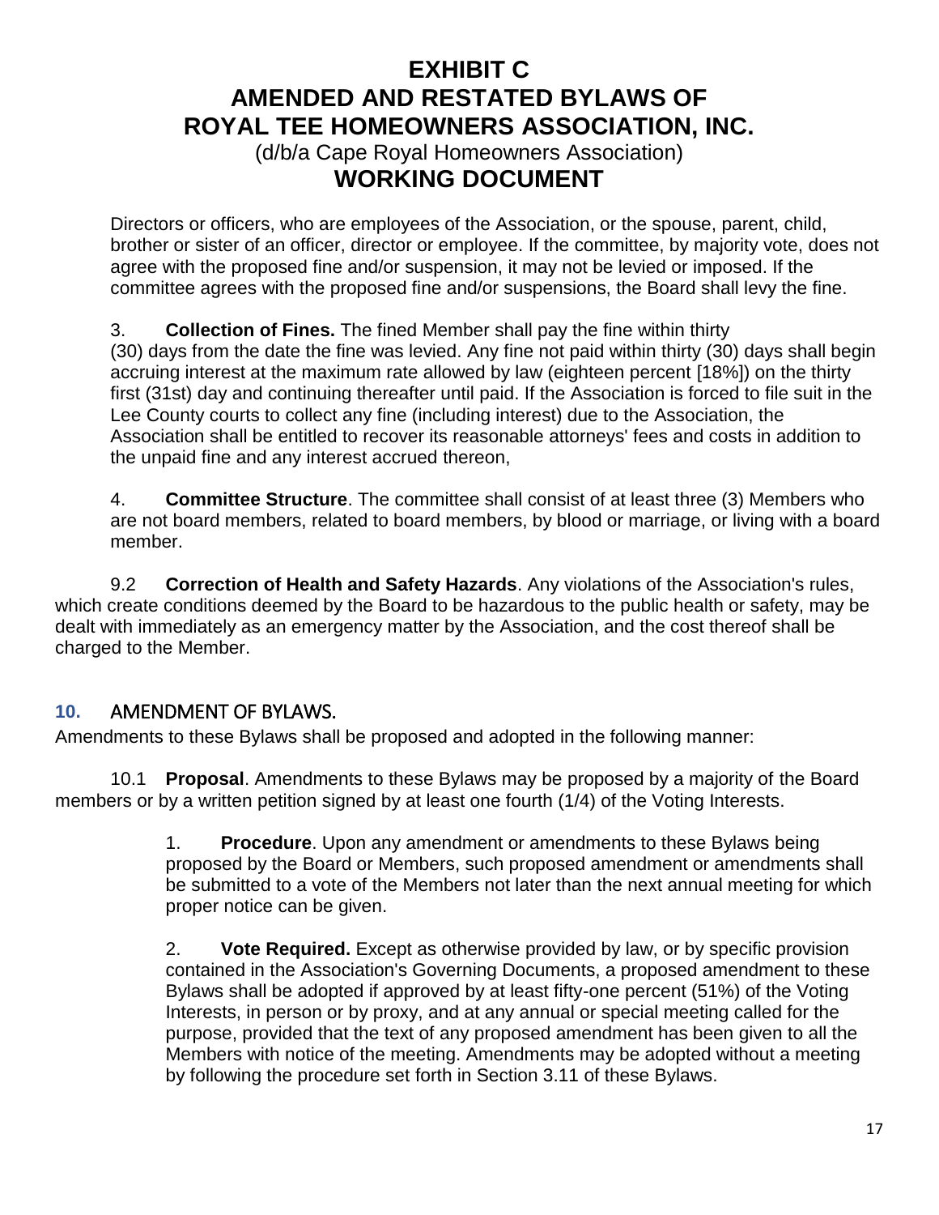# EXHIBIT C
# AMENDED AND RESTATED BYLAWS OF ROYAL TEE HOMEOWNERS ASSOCIATION, INC.
(d/b/a Cape Royal Homeowners Association)
## WORKING DOCUMENT

Directors or officers, who are employees of the Association, or the spouse, parent, child, brother or sister of an officer, director or employee. If the committee, by majority vote, does not agree with the proposed fine and/or suspension, it may not be levied or imposed. If the committee agrees with the proposed fine and/or suspensions, the Board shall levy the fine.

3. **Collection of Fines.** The fined Member shall pay the fine within thirty (30) days from the date the fine was levied. Any fine not paid within thirty (30) days shall begin accruing interest at the maximum rate allowed by law (eighteen percent [18%]) on the thirty first (31st) day and continuing thereafter until paid. If the Association is forced to file suit in the Lee County courts to collect any fine (including interest) due to the Association, the Association shall be entitled to recover its reasonable attorneys' fees and costs in addition to the unpaid fine and any interest accrued thereon,

4. **Committee Structure**. The committee shall consist of at least three (3) Members who are not board members, related to board members, by blood or marriage, or living with a board member.

9.2 **Correction of Health and Safety Hazards**. Any violations of the Association's rules, which create conditions deemed by the Board to be hazardous to the public health or safety, may be dealt with immediately as an emergency matter by the Association, and the cost thereof shall be charged to the Member.

## 10. AMENDMENT OF BYLAWS.

Amendments to these Bylaws shall be proposed and adopted in the following manner:

10.1 **Proposal**. Amendments to these Bylaws may be proposed by a majority of the Board members or by a written petition signed by at least one fourth (1/4) of the Voting Interests.

1. **Procedure**. Upon any amendment or amendments to these Bylaws being proposed by the Board or Members, such proposed amendment or amendments shall be submitted to a vote of the Members not later than the next annual meeting for which proper notice can be given.

2. **Vote Required.** Except as otherwise provided by law, or by specific provision contained in the Association's Governing Documents, a proposed amendment to these Bylaws shall be adopted if approved by at least fifty-one percent (51%) of the Voting Interests, in person or by proxy, and at any annual or special meeting called for the purpose, provided that the text of any proposed amendment has been given to all the Members with notice of the meeting. Amendments may be adopted without a meeting by following the procedure set forth in Section 3.11 of these Bylaws.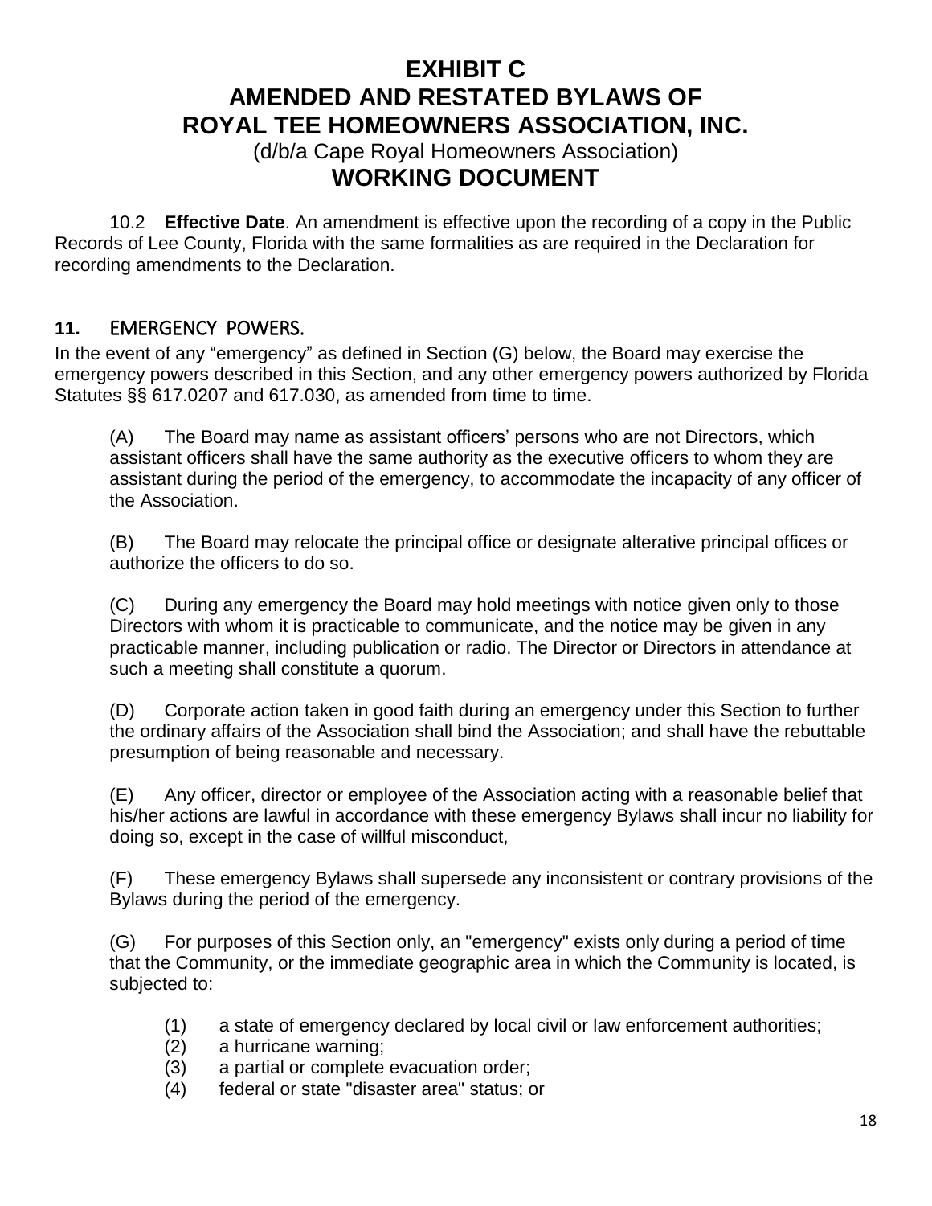# EXHIBIT C
# AMENDED AND RESTATED BYLAWS OF ROYAL TEE HOMEOWNERS ASSOCIATION, INC.
(d/b/a Cape Royal Homeowners Association)
## WORKING DOCUMENT

10.2 **Effective Date**. An amendment is effective upon the recording of a copy in the Public Records of Lee County, Florida with the same formalities as are required in the Declaration for recording amendments to the Declaration.

## 11. EMERGENCY POWERS.

In the event of any "emergency" as defined in Section (G) below, the Board may exercise the emergency powers described in this Section, and any other emergency powers authorized by Florida Statutes §§ 617.0207 and 617.030, as amended from time to time.

(A) The Board may name as assistant officers' persons who are not Directors, which assistant officers shall have the same authority as the executive officers to whom they are assistant during the period of the emergency, to accommodate the incapacity of any officer of the Association.

(B) The Board may relocate the principal office or designate alterative principal offices or authorize the officers to do so.

(C) During any emergency the Board may hold meetings with notice given only to those Directors with whom it is practicable to communicate, and the notice may be given in any practicable manner, including publication or radio. The Director or Directors in attendance at such a meeting shall constitute a quorum.

(D) Corporate action taken in good faith during an emergency under this Section to further the ordinary affairs of the Association shall bind the Association; and shall have the rebuttable presumption of being reasonable and necessary.

(E) Any officer, director or employee of the Association acting with a reasonable belief that his/her actions are lawful in accordance with these emergency Bylaws shall incur no liability for doing so, except in the case of willful misconduct,

(F) These emergency Bylaws shall supersede any inconsistent or contrary provisions of the Bylaws during the period of the emergency.

(G) For purposes of this Section only, an "emergency" exists only during a period of time that the Community, or the immediate geographic area in which the Community is located, is subjected to:

(1) a state of emergency declared by local civil or law enforcement authorities;
(2) a hurricane warning;
(3) a partial or complete evacuation order;
(4) federal or state "disaster area" status; or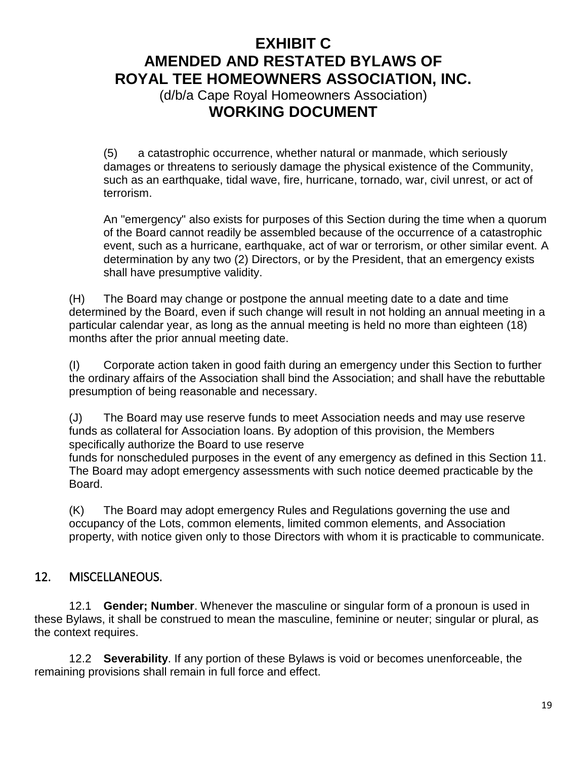# EXHIBIT C
# AMENDED AND RESTATED BYLAWS OF ROYAL TEE HOMEOWNERS ASSOCIATION, INC.
(d/b/a Cape Royal Homeowners Association)
## WORKING DOCUMENT

(5) a catastrophic occurrence, whether natural or manmade, which seriously damages or threatens to seriously damage the physical existence of the Community, such as an earthquake, tidal wave, fire, hurricane, tornado, war, civil unrest, or act of terrorism.

An "emergency" also exists for purposes of this Section during the time when a quorum of the Board cannot readily be assembled because of the occurrence of a catastrophic event, such as a hurricane, earthquake, act of war or terrorism, or other similar event. A determination by any two (2) Directors, or by the President, that an emergency exists shall have presumptive validity.

(H) The Board may change or postpone the annual meeting date to a date and time determined by the Board, even if such change will result in not holding an annual meeting in a particular calendar year, as long as the annual meeting is held no more than eighteen (18) months after the prior annual meeting date.

(I) Corporate action taken in good faith during an emergency under this Section to further the ordinary affairs of the Association shall bind the Association; and shall have the rebuttable presumption of being reasonable and necessary.

(J) The Board may use reserve funds to meet Association needs and may use reserve funds as collateral for Association loans. By adoption of this provision, the Members specifically authorize the Board to use reserve funds for nonscheduled purposes in the event of any emergency as defined in this Section 11. The Board may adopt emergency assessments with such notice deemed practicable by the Board.

(K) The Board may adopt emergency Rules and Regulations governing the use and occupancy of the Lots, common elements, limited common elements, and Association property, with notice given only to those Directors with whom it is practicable to communicate.

## 12. MISCELLANEOUS.

12.1 **Gender; Number**. Whenever the masculine or singular form of a pronoun is used in these Bylaws, it shall be construed to mean the masculine, feminine or neuter; singular or plural, as the context requires.

12.2 **Severability**. If any portion of these Bylaws is void or becomes unenforceable, the remaining provisions shall remain in full force and effect.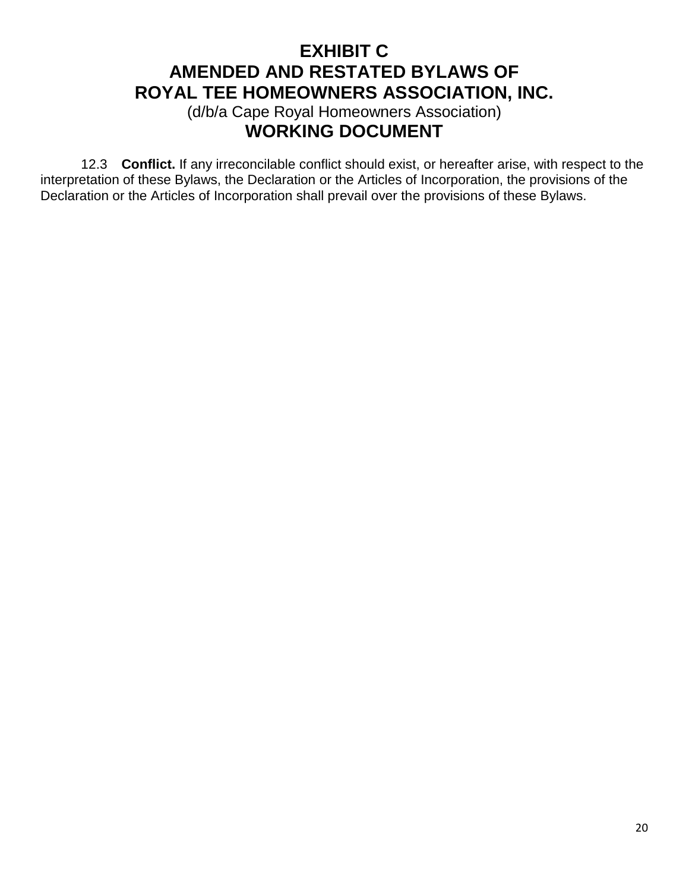12.3 **Conflict.** If any irreconcilable conflict should exist, or hereafter arise, with respect to the interpretation of these Bylaws, the Declaration or the Articles of Incorporation, the provisions of the Declaration or the Articles of Incorporation shall prevail over the provisions of these Bylaws.